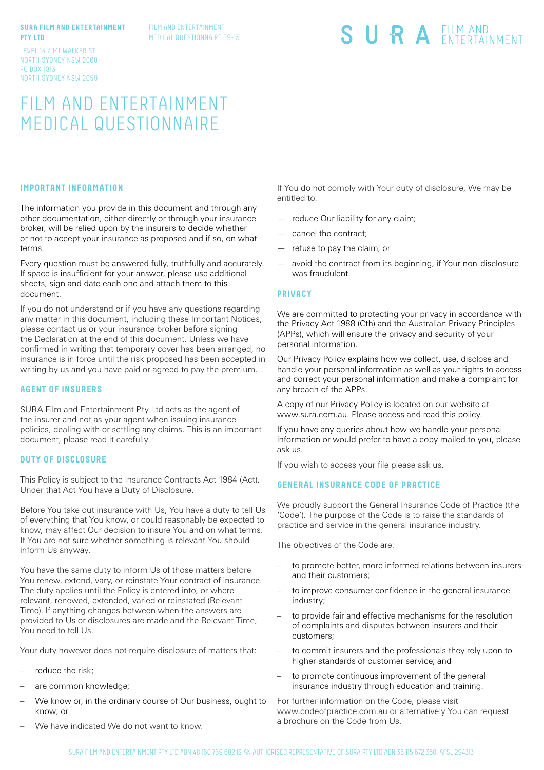**SURA FILM AND ENTERTAINMENT PTY LTD**

LEVEL 14 / 141 WALKER ST
NORTH SYDNEY NSW 2060
PO BOX 1813
NORTH SYDNEY NSW 2059

FILM AND ENTERTAINMENT
MEDICAL QUESTIONNAIRE 09-15

SURA FILM AND ENTERTAINMENT

# FILM AND ENTERTAINMENT MEDICAL QUESTIONNAIRE

## IMPORTANT INFORMATION

The information you provide in this document and through any other documentation, either directly or through your insurance broker, will be relied upon by the insurers to decide whether or not to accept your insurance as proposed and if so, on what terms.

Every question must be answered fully, truthfully and accurately. If space is insufficient for your answer, please use additional sheets, sign and date each one and attach them to this document.

If you do not understand or if you have any questions regarding any matter in this document, including these Important Notices, please contact us or your insurance broker before signing the Declaration at the end of this document. Unless we have confirmed in writing that temporary cover has been arranged, no insurance is in force until the risk proposed has been accepted in writing by us and you have paid or agreed to pay the premium.

## AGENT OF INSURERS

SURA Film and Entertainment Pty Ltd acts as the agent of the insurer and not as your agent when issuing insurance policies, dealing with or settling any claims. This is an important document, please read it carefully.

## DUTY OF DISCLOSURE

This Policy is subject to the Insurance Contracts Act 1984 (Act). Under that Act You have a Duty of Disclosure.

Before You take out insurance with Us, You have a duty to tell Us of everything that You know, or could reasonably be expected to know, may affect Our decision to insure You and on what terms. If You are not sure whether something is relevant You should inform Us anyway.

You have the same duty to inform Us of those matters before You renew, extend, vary, or reinstate Your contract of insurance. The duty applies until the Policy is entered into, or where relevant, renewed, extended, varied or reinstated (Relevant Time). If anything changes between when the answers are provided to Us or disclosures are made and the Relevant Time, You need to tell Us.

Your duty however does not require disclosure of matters that:

- reduce the risk;
- are common knowledge;
- We know or, in the ordinary course of Our business, ought to know; or
- We have indicated We do not want to know.

If You do not comply with Your duty of disclosure, We may be entitled to:

- reduce Our liability for any claim;
- cancel the contract;
- refuse to pay the claim; or
- avoid the contract from its beginning, if Your non-disclosure was fraudulent.

## PRIVACY

We are committed to protecting your privacy in accordance with the Privacy Act 1988 (Cth) and the Australian Privacy Principles (APPs), which will ensure the privacy and security of your personal information.

Our Privacy Policy explains how we collect, use, disclose and handle your personal information as well as your rights to access and correct your personal information and make a complaint for any breach of the APPs.

A copy of our Privacy Policy is located on our website at www.sura.com.au. Please access and read this policy.

If you have any queries about how we handle your personal information or would prefer to have a copy mailed to you, please ask us.

If you wish to access your file please ask us.

## GENERAL INSURANCE CODE OF PRACTICE

We proudly support the General Insurance Code of Practice (the 'Code'). The purpose of the Code is to raise the standards of practice and service in the general insurance industry.

The objectives of the Code are:

- to promote better, more informed relations between insurers and their customers;
- to improve consumer confidence in the general insurance industry;
- to provide fair and effective mechanisms for the resolution of complaints and disputes between insurers and their customers;
- to commit insurers and the professionals they rely upon to higher standards of customer service; and
- to promote continuous improvement of the general insurance industry through education and training.

For further information on the Code, please visit www.codeofpractice.com.au or alternatively You can request a brochure on the Code from Us.

SURA FILM AND ENTERTAINMENT PTY LTD ABN 48 160 769 602 IS AN AUTHORISED REPRESENTATIVE OF SURA PTY LTD ABN 36 115 672 350, AFSL 294313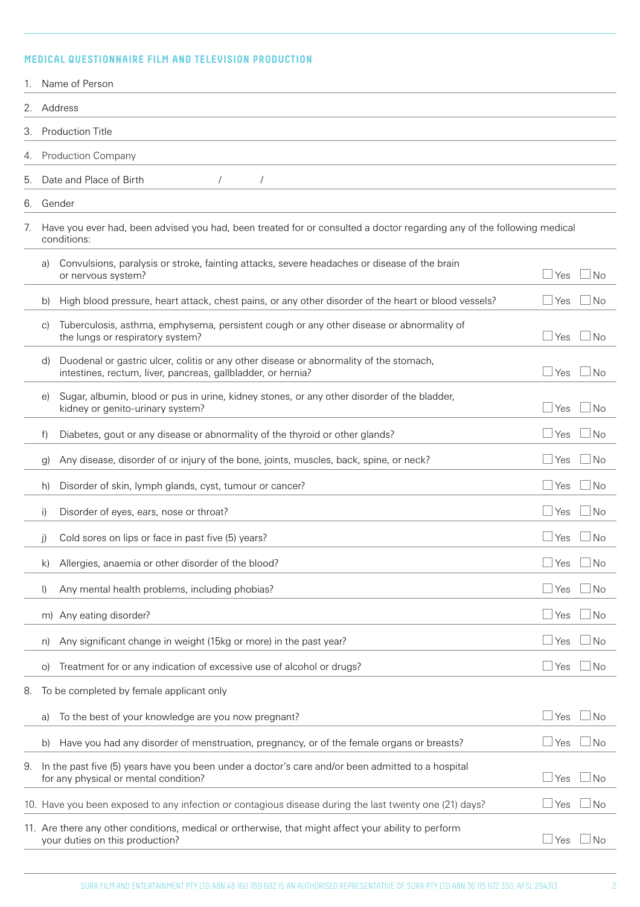## MEDICAL QUESTIONNAIRE FILM AND TELEVISION PRODUCTION

1. Name of Person
2. Address
3. Production Title
4. Production Company
5. Date and Place of Birth / /
6. Gender
7. Have you ever had, been advised you had, been treated for or consulted a doctor regarding any of the following medical conditions:

| | |
|---|---|
| a) Convulsions, paralysis or stroke, fainting attacks, severe headaches or disease of the brain or nervous system? | ☐ Yes ☐ No |
| b) High blood pressure, heart attack, chest pains, or any other disorder of the heart or blood vessels? | ☐ Yes ☐ No |
| c) Tuberculosis, asthma, emphysema, persistent cough or any other disease or abnormality of the lungs or respiratory system? | ☐ Yes ☐ No |
| d) Duodenal or gastric ulcer, colitis or any other disease or abnormality of the stomach, intestines, rectum, liver, pancreas, gallbladder, or hernia? | ☐ Yes ☐ No |
| e) Sugar, albumin, blood or pus in urine, kidney stones, or any other disorder of the bladder, kidney or genito-urinary system? | ☐ Yes ☐ No |
| f) Diabetes, gout or any disease or abnormality of the thyroid or other glands? | ☐ Yes ☐ No |
| g) Any disease, disorder of or injury of the bone, joints, muscles, back, spine, or neck? | ☐ Yes ☐ No |
| h) Disorder of skin, lymph glands, cyst, tumour or cancer? | ☐ Yes ☐ No |
| i) Disorder of eyes, ears, nose or throat? | ☐ Yes ☐ No |
| j) Cold sores on lips or face in past five (5) years? | ☐ Yes ☐ No |
| k) Allergies, anaemia or other disorder of the blood? | ☐ Yes ☐ No |
| l) Any mental health problems, including phobias? | ☐ Yes ☐ No |
| m) Any eating disorder? | ☐ Yes ☐ No |
| n) Any significant change in weight (15kg or more) in the past year? | ☐ Yes ☐ No |
| o) Treatment for or any indication of excessive use of alcohol or drugs? | ☐ Yes ☐ No |

8. To be completed by female applicant only

| | |
|---|---|
| a) To the best of your knowledge are you now pregnant? | ☐ Yes ☐ No |
| b) Have you had any disorder of menstruation, pregnancy, or of the female organs or breasts? | ☐ Yes ☐ No |

| | |
|---|---|
| 9. In the past five (5) years have you been under a doctor's care and/or been admitted to a hospital for any physical or mental condition? | ☐ Yes ☐ No |
| 10. Have you been exposed to any infection or contagious disease during the last twenty one (21) days? | ☐ Yes ☐ No |
| 11. Are there any other conditions, medical or ortherwise, that might affect your ability to perform your duties on this production? | ☐ Yes ☐ No |

SURA FILM AND ENTERTAINMENT PTY LTD ABN 48 160 769 602 IS AN AUTHORISED REPRESENTATIVE OF SURA PTY LTD ABN 36 115 672 350, AFSL 294313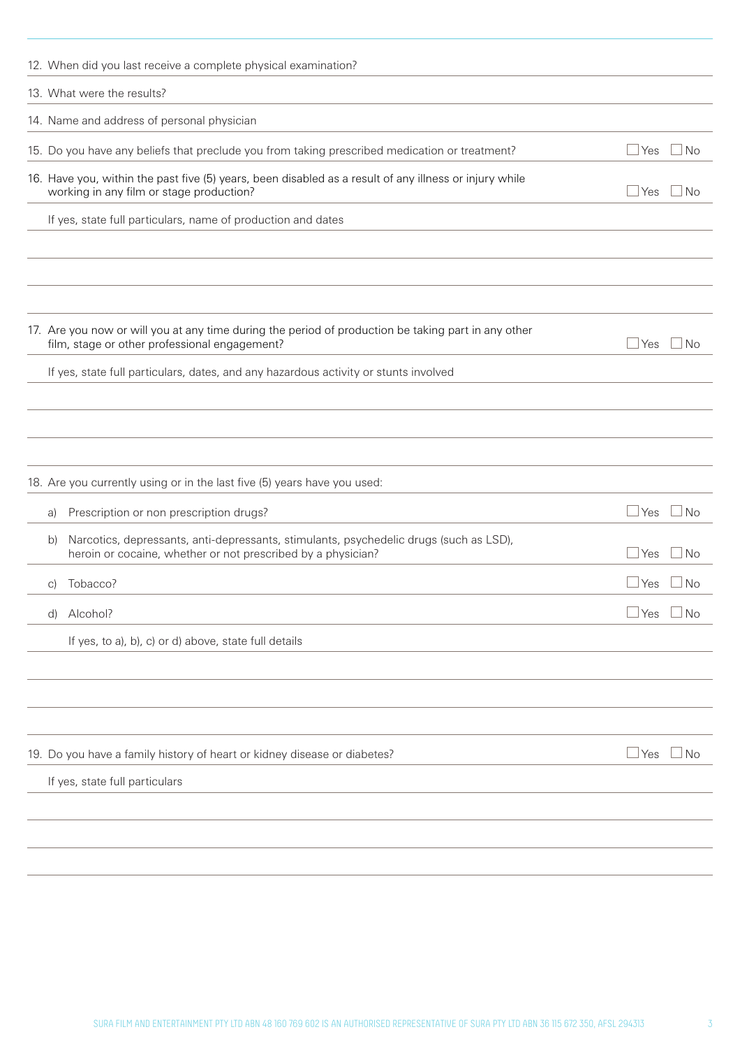12. When did you last receive a complete physical examination?

13. What were the results?

14. Name and address of personal physician

15. Do you have any beliefs that preclude you from taking prescribed medication or treatment? ☐ Yes ☐ No

16. Have you, within the past five (5) years, been disabled as a result of any illness or injury while working in any film or stage production? ☐ Yes ☐ No

If yes, state full particulars, name of production and dates

17. Are you now or will you at any time during the period of production be taking part in any other film, stage or other professional engagement? ☐ Yes ☐ No

If yes, state full particulars, dates, and any hazardous activity or stunts involved

18. Are you currently using or in the last five (5) years have you used:

a) Prescription or non prescription drugs? ☐ Yes ☐ No

b) Narcotics, depressants, anti-depressants, stimulants, psychedelic drugs (such as LSD), heroin or cocaine, whether or not prescribed by a physician? ☐ Yes ☐ No

c) Tobacco? ☐ Yes ☐ No

d) Alcohol? ☐ Yes ☐ No

If yes, to a), b), c) or d) above, state full details

19. Do you have a family history of heart or kidney disease or diabetes? ☐ Yes ☐ No

If yes, state full particulars

SURA FILM AND ENTERTAINMENT PTY LTD ABN 48 160 769 602 IS AN AUTHORISED REPRESENTATIVE OF SURA PTY LTD ABN 36 115 672 350, AFSL 294313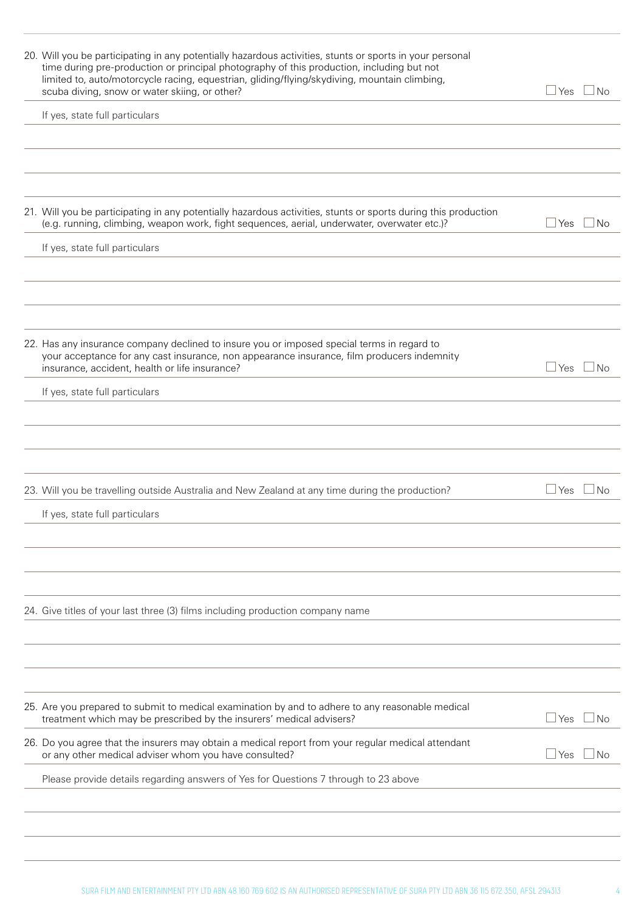20. Will you be participating in any potentially hazardous activities, stunts or sports in your personal time during pre-production or principal photography of this production, including but not limited to, auto/motorcycle racing, equestrian, gliding/flying/skydiving, mountain climbing, scuba diving, snow or water skiing, or other? ☐ Yes ☐ No

If yes, state full particulars

21. Will you be participating in any potentially hazardous activities, stunts or sports during this production (e.g. running, climbing, weapon work, fight sequences, aerial, underwater, overwater etc.)? ☐ Yes ☐ No

If yes, state full particulars

22. Has any insurance company declined to insure you or imposed special terms in regard to your acceptance for any cast insurance, non appearance insurance, film producers indemnity insurance, accident, health or life insurance? ☐ Yes ☐ No

If yes, state full particulars

23. Will you be travelling outside Australia and New Zealand at any time during the production? ☐ Yes ☐ No

If yes, state full particulars

24. Give titles of your last three (3) films including production company name

25. Are you prepared to submit to medical examination by and to adhere to any reasonable medical treatment which may be prescribed by the insurers' medical advisers? ☐ Yes ☐ No

26. Do you agree that the insurers may obtain a medical report from your regular medical attendant or any other medical adviser whom you have consulted? ☐ Yes ☐ No

Please provide details regarding answers of Yes for Questions 7 through to 23 above

SURA FILM AND ENTERTAINMENT PTY LTD ABN 48 160 769 602 IS AN AUTHORISED REPRESENTATIVE OF SURA PTY LTD ABN 36 115 672 350, AFSL 294313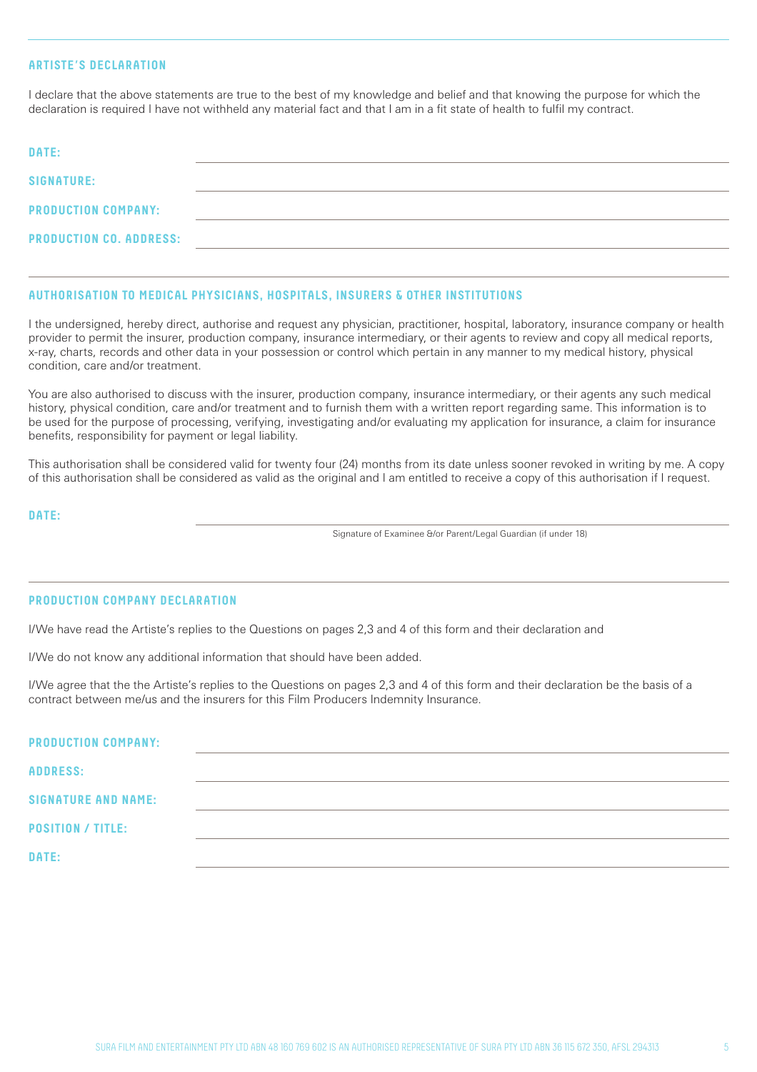## ARTISTE'S DECLARATION

I declare that the above statements are true to the best of my knowledge and belief and that knowing the purpose for which the declaration is required I have not withheld any material fact and that I am in a fit state of health to fulfil my contract.

**DATE:** ______________________________

**SIGNATURE:** ______________________________

**PRODUCTION COMPANY:** ______________________________

**PRODUCTION CO. ADDRESS:** ______________________________

## AUTHORISATION TO MEDICAL PHYSICIANS, HOSPITALS, INSURERS & OTHER INSTITUTIONS

I the undersigned, hereby direct, authorise and request any physician, practitioner, hospital, laboratory, insurance company or health provider to permit the insurer, production company, insurance intermediary, or their agents to review and copy all medical reports, x-ray, charts, records and other data in your possession or control which pertain in any manner to my medical history, physical condition, care and/or treatment.

You are also authorised to discuss with the insurer, production company, insurance intermediary, or their agents any such medical history, physical condition, care and/or treatment and to furnish them with a written report regarding same. This information is to be used for the purpose of processing, verifying, investigating and/or evaluating my application for insurance, a claim for insurance benefits, responsibility for payment or legal liability.

This authorisation shall be considered valid for twenty four (24) months from its date unless sooner revoked in writing by me. A copy of this authorisation shall be considered as valid as the original and I am entitled to receive a copy of this authorisation if I request.

**DATE:** ______________________________

Signature of Examinee &/or Parent/Legal Guardian (if under 18)

## PRODUCTION COMPANY DECLARATION

I/We have read the Artiste's replies to the Questions on pages 2,3 and 4 of this form and their declaration and

I/We do not know any additional information that should have been added.

I/We agree that the the Artiste's replies to the Questions on pages 2,3 and 4 of this form and their declaration be the basis of a contract between me/us and the insurers for this Film Producers Indemnity Insurance.

**PRODUCTION COMPANY:** ______________________________

**ADDRESS:** ______________________________

**SIGNATURE AND NAME:** ______________________________

**POSITION / TITLE:** ______________________________

**DATE:** ______________________________

SURA FILM AND ENTERTAINMENT PTY LTD ABN 48 160 769 602 IS AN AUTHORISED REPRESENTATIVE OF SURA PTY LTD ABN 36 115 672 350, AFSL 294313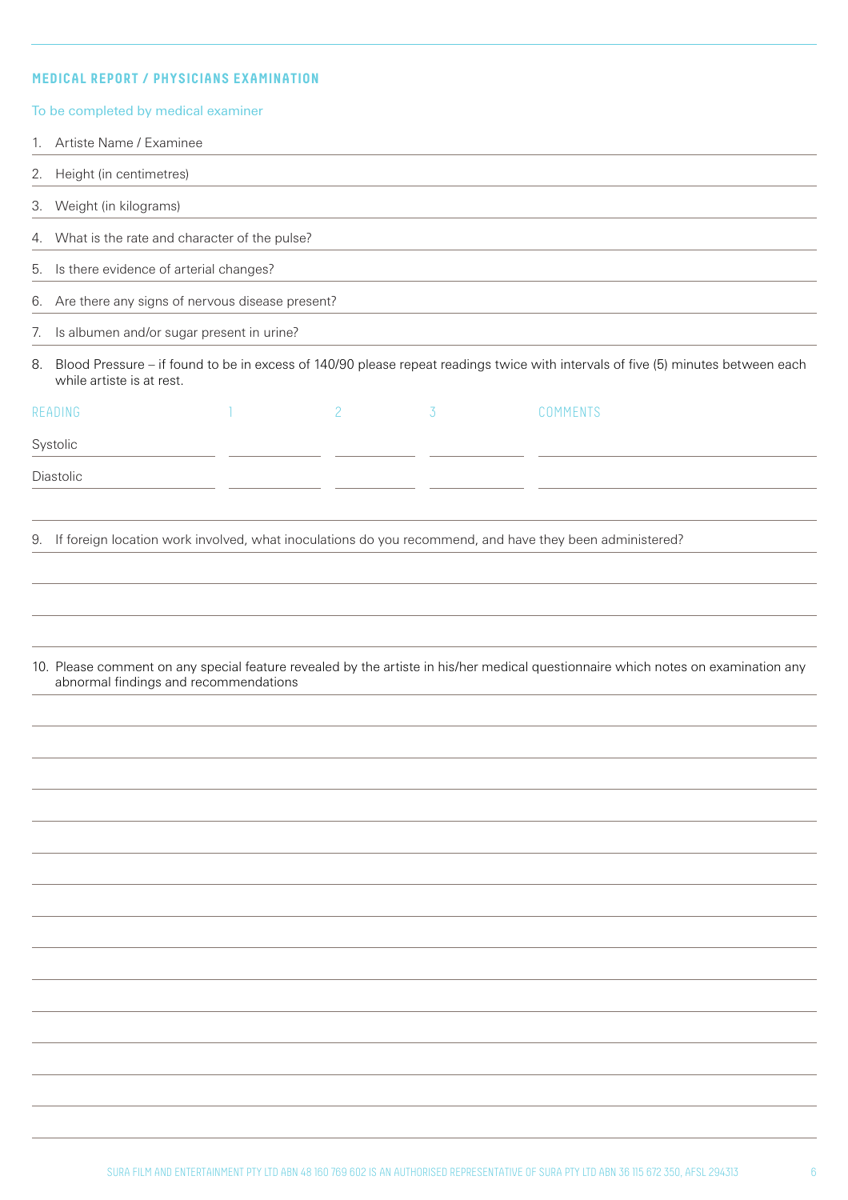## MEDICAL REPORT / PHYSICIANS EXAMINATION

To be completed by medical examiner

1. Artiste Name / Examinee
2. Height (in centimetres)
3. Weight (in kilograms)
4. What is the rate and character of the pulse?
5. Is there evidence of arterial changes?
6. Are there any signs of nervous disease present?
7. Is albumen and/or sugar present in urine?
8. Blood Pressure – if found to be in excess of 140/90 please repeat readings twice with intervals of five (5) minutes between each while artiste is at rest.

| READING | 1 | 2 | 3 | COMMENTS |
|---|---|---|---|---|
| Systolic | | | | |
| Diastolic | | | | |

9. If foreign location work involved, what inoculations do you recommend, and have they been administered?

10. Please comment on any special feature revealed by the artiste in his/her medical questionnaire which notes on examination any abnormal findings and recommendations

SURA FILM AND ENTERTAINMENT PTY LTD ABN 48 160 769 602 IS AN AUTHORISED REPRESENTATIVE OF SURA PTY LTD ABN 36 115 672 350, AFSL 294313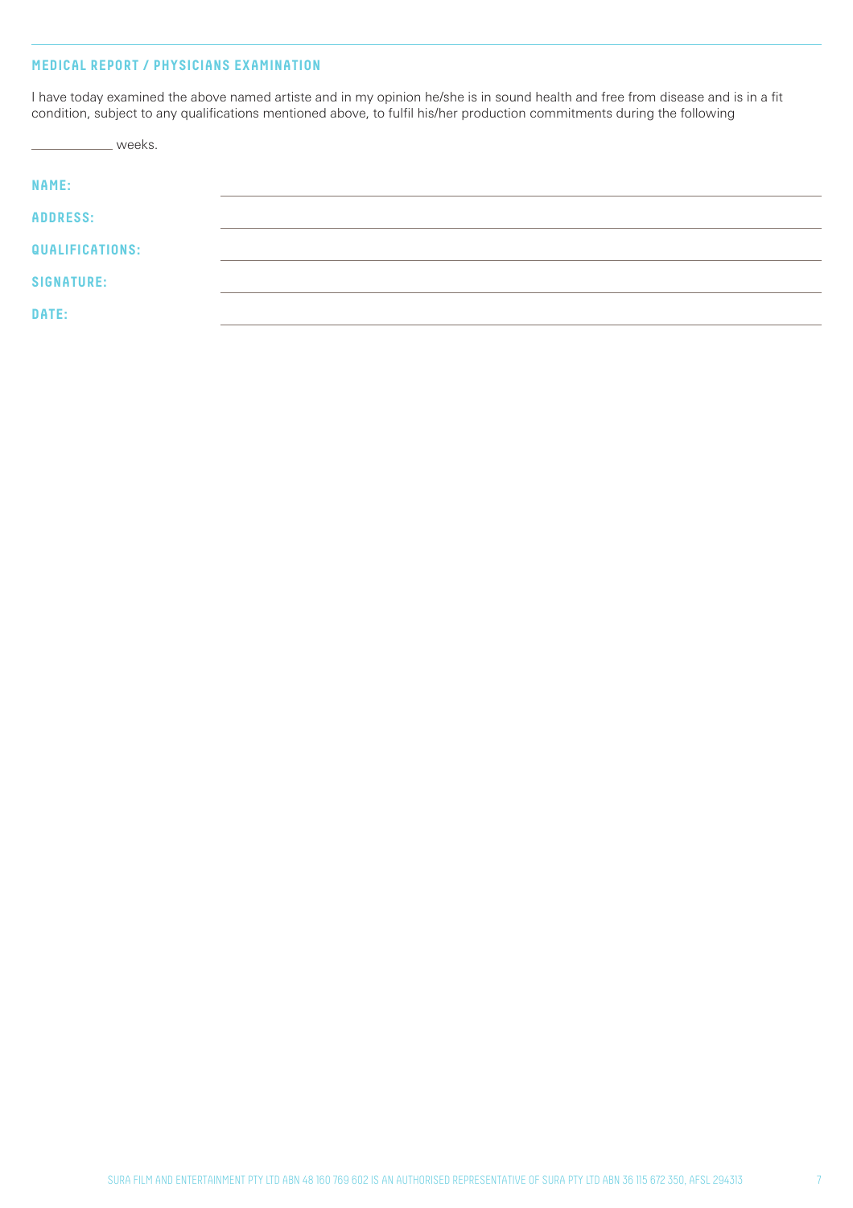## MEDICAL REPORT / PHYSICIANS EXAMINATION

I have today examined the above named artiste and in my opinion he/she is in sound health and free from disease and is in a fit condition, subject to any qualifications mentioned above, to fulfil his/her production commitments during the following

____________ weeks.

**NAME:** ____________________________________________

**ADDRESS:** ____________________________________________

**QUALIFICATIONS:** ____________________________________________

**SIGNATURE:** ____________________________________________

**DATE:** ____________________________________________

SURA FILM AND ENTERTAINMENT PTY LTD ABN 48 160 769 602 IS AN AUTHORISED REPRESENTATIVE OF SURA PTY LTD ABN 36 115 672 350, AFSL 294313